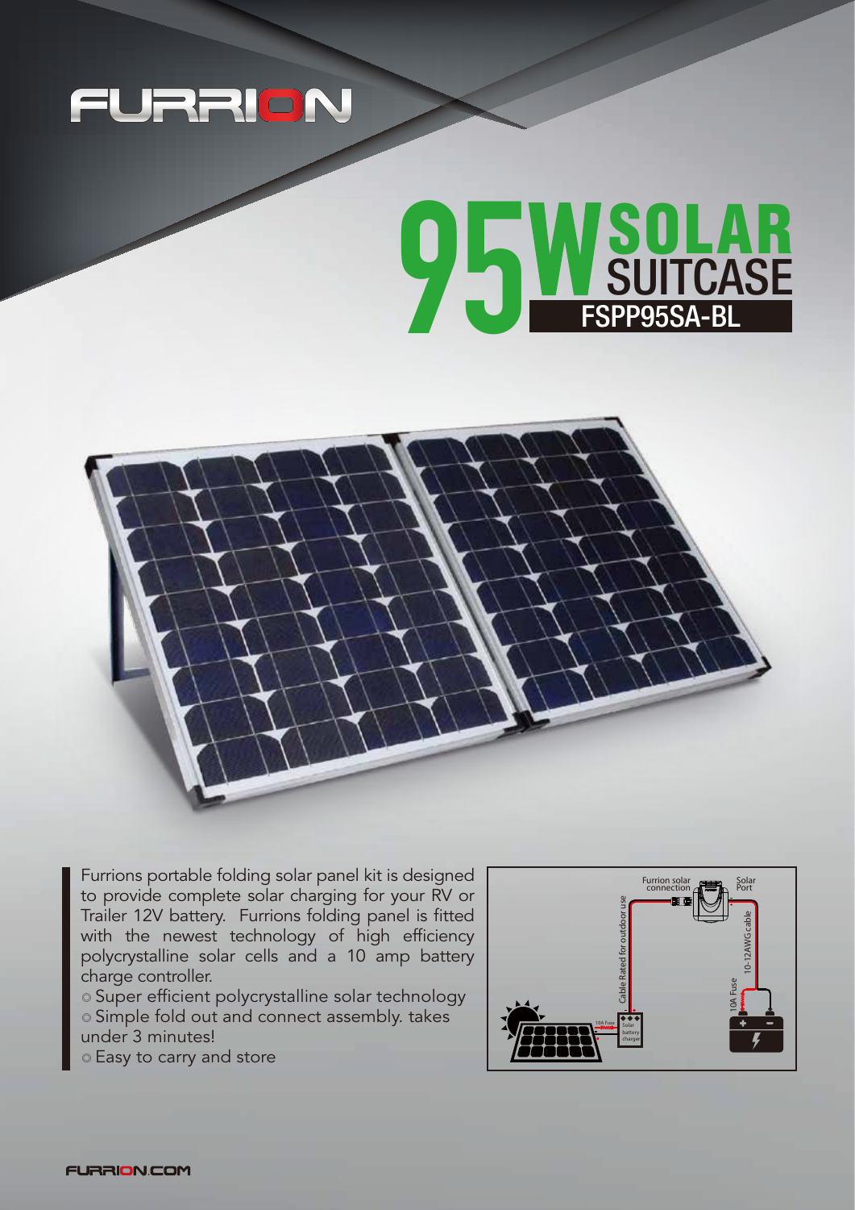# FURRION

# 95W SOLAR SUITCASE

## FSPP95SA-BL

Furrions portable folding solar panel kit is designed to provide complete solar charging for your RV or Trailer 12V battery. Furrions folding panel is fitted with the newest technology of high efficiency polycrystalline solar cells and a 10 amp battery charge controller.

- Super efficient polycrystalline solar technology
- Simple fold out and connect assembly. takes under 3 minutes!
- Easy to carry and store

Furrion solar connection

Solar Port

Cable Rated for outdoor use

10-12AWG cable

10A Fuse

10A Fuse

Solar battery charger

FURRION.COM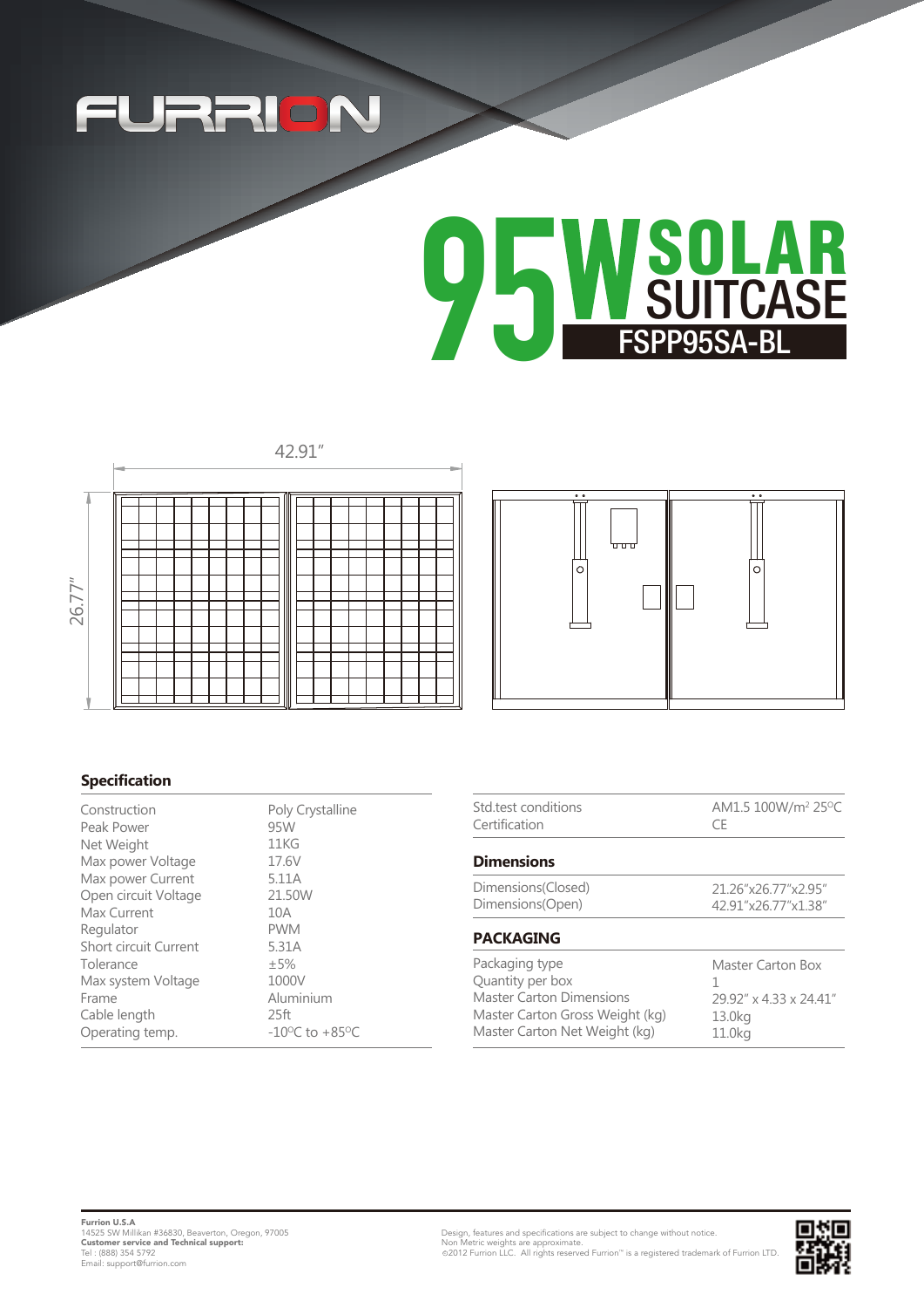# 95W SOLAR SUITCASE

## FSPP95SA-BL

42.91"

26.77"

## Specification

| | |
|---|---|
| Construction | Poly Crystalline |
| Peak Power | 95W |
| Net Weight | 11KG |
| Max power Voltage | 17.6V |
| Max power Current | 5.11A |
| Open circuit Voltage | 21.50W |
| Max Current | 10A |
| Regulator | PWM |
| Short circuit Current | 5.31A |
| Tolerance | ±5% |
| Max system Voltage | 1000V |
| Frame | Aluminium |
| Cable length | 25ft |
| Operating temp. | -10ºC to +85ºC |

| | |
|---|---|
| Std.test conditions | AM1.5 100W/m² 25ºC |
| Certification | CE |

### Dimensions

| | |
|---|---|
| Dimensions(Closed) | 21.26"x26.77"x2.95" |
| Dimensions(Open) | 42.91"x26.77"x1.38" |

### PACKAGING

| | |
|---|---|
| Packaging type | Master Carton Box |
| Quantity per box | 1 |
| Master Carton Dimensions | 29.92" x 4.33 x 24.41" |
| Master Carton Gross Weight (kg) | 13.0kg |
| Master Carton Net Weight (kg) | 11.0kg |

**Furrion U.S.A**
14525 SW Millikan #36830, Beaverton, Oregon, 97005
**Customer service and Technical support:**
Tel : (888) 354 5792
Email: support@furrion.com

Design, features and specifications are subject to change without notice.
Non Metric weights are approximate.
©2012 Furrion LLC. All rights reserved Furrion™ is a registered trademark of Furrion LTD.